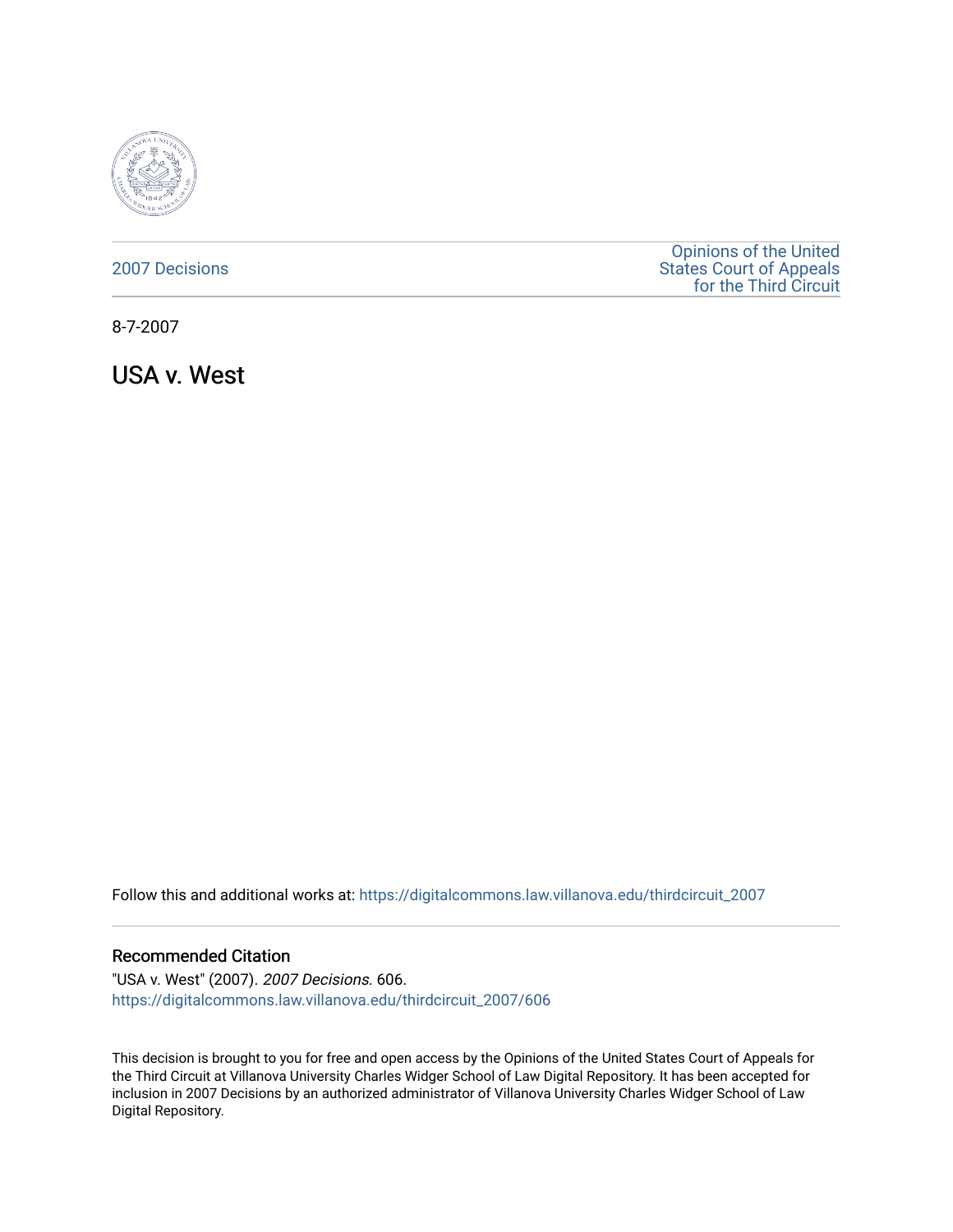2007 Decisions

Opinions of the United States Court of Appeals for the Third Circuit

8-7-2007

# USA v. West

Follow this and additional works at: https://digitalcommons.law.villanova.edu/thirdcircuit_2007

## Recommended Citation

"USA v. West" (2007). *2007 Decisions*. 606.
https://digitalcommons.law.villanova.edu/thirdcircuit_2007/606

This decision is brought to you for free and open access by the Opinions of the United States Court of Appeals for the Third Circuit at Villanova University Charles Widger School of Law Digital Repository. It has been accepted for inclusion in 2007 Decisions by an authorized administrator of Villanova University Charles Widger School of Law Digital Repository.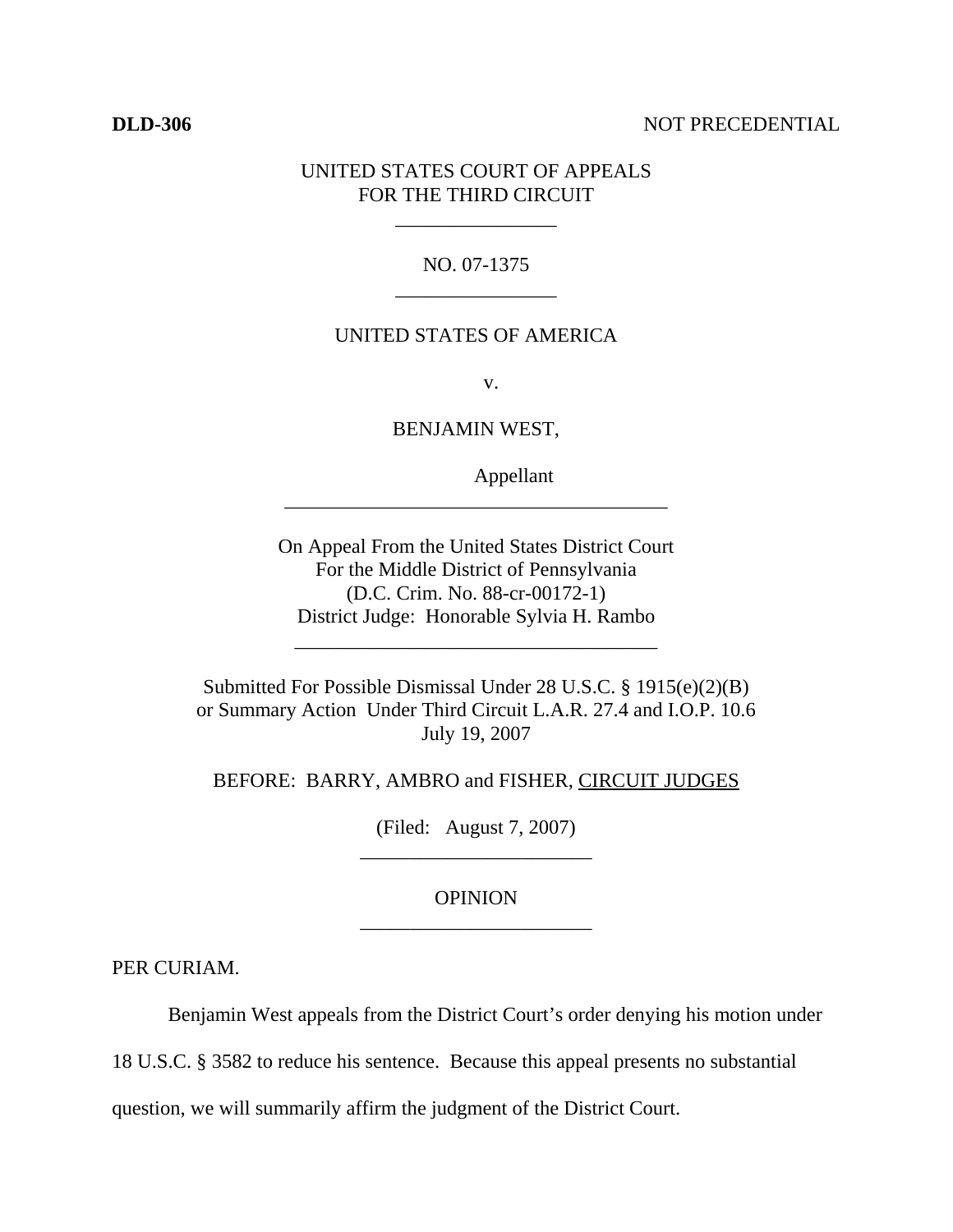**DLD-306** NOT PRECEDENTIAL

UNITED STATES COURT OF APPEALS
FOR THE THIRD CIRCUIT

---

NO. 07-1375

---

UNITED STATES OF AMERICA

v.

BENJAMIN WEST,

Appellant

---

On Appeal From the United States District Court
For the Middle District of Pennsylvania
(D.C. Crim. No. 88-cr-00172-1)
District Judge: Honorable Sylvia H. Rambo

---

Submitted For Possible Dismissal Under 28 U.S.C. § 1915(e)(2)(B)
or Summary Action Under Third Circuit L.A.R. 27.4 and I.O.P. 10.6
July 19, 2007

BEFORE: BARRY, AMBRO and FISHER, CIRCUIT JUDGES

(Filed: August 7, 2007)

---

OPINION

---

PER CURIAM.

Benjamin West appeals from the District Court's order denying his motion under 18 U.S.C. § 3582 to reduce his sentence. Because this appeal presents no substantial question, we will summarily affirm the judgment of the District Court.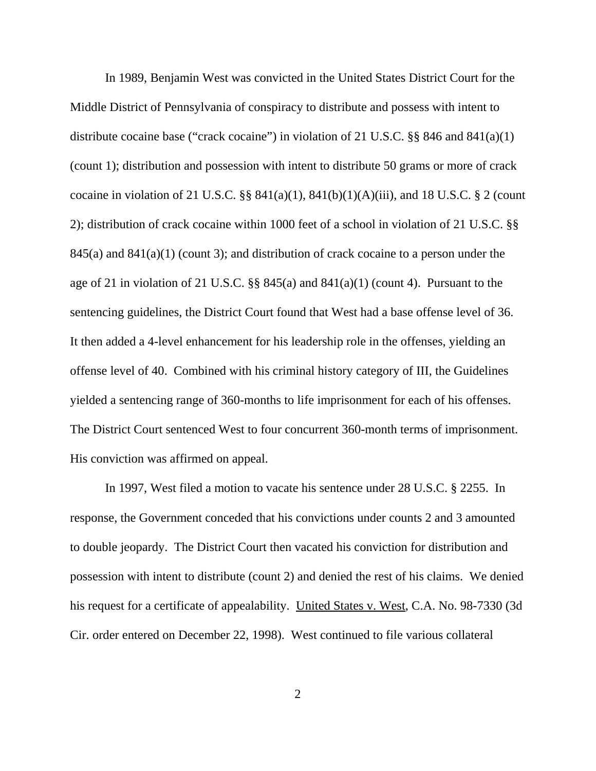In 1989, Benjamin West was convicted in the United States District Court for the Middle District of Pennsylvania of conspiracy to distribute and possess with intent to distribute cocaine base ("crack cocaine") in violation of 21 U.S.C. §§ 846 and 841(a)(1) (count 1); distribution and possession with intent to distribute 50 grams or more of crack cocaine in violation of 21 U.S.C. §§ 841(a)(1), 841(b)(1)(A)(iii), and 18 U.S.C. § 2 (count 2); distribution of crack cocaine within 1000 feet of a school in violation of 21 U.S.C. §§ 845(a) and 841(a)(1) (count 3); and distribution of crack cocaine to a person under the age of 21 in violation of 21 U.S.C. §§ 845(a) and 841(a)(1) (count 4). Pursuant to the sentencing guidelines, the District Court found that West had a base offense level of 36. It then added a 4-level enhancement for his leadership role in the offenses, yielding an offense level of 40. Combined with his criminal history category of III, the Guidelines yielded a sentencing range of 360-months to life imprisonment for each of his offenses. The District Court sentenced West to four concurrent 360-month terms of imprisonment. His conviction was affirmed on appeal.

In 1997, West filed a motion to vacate his sentence under 28 U.S.C. § 2255. In response, the Government conceded that his convictions under counts 2 and 3 amounted to double jeopardy. The District Court then vacated his conviction for distribution and possession with intent to distribute (count 2) and denied the rest of his claims. We denied his request for a certificate of appealability. United States v. West, C.A. No. 98-7330 (3d Cir. order entered on December 22, 1998). West continued to file various collateral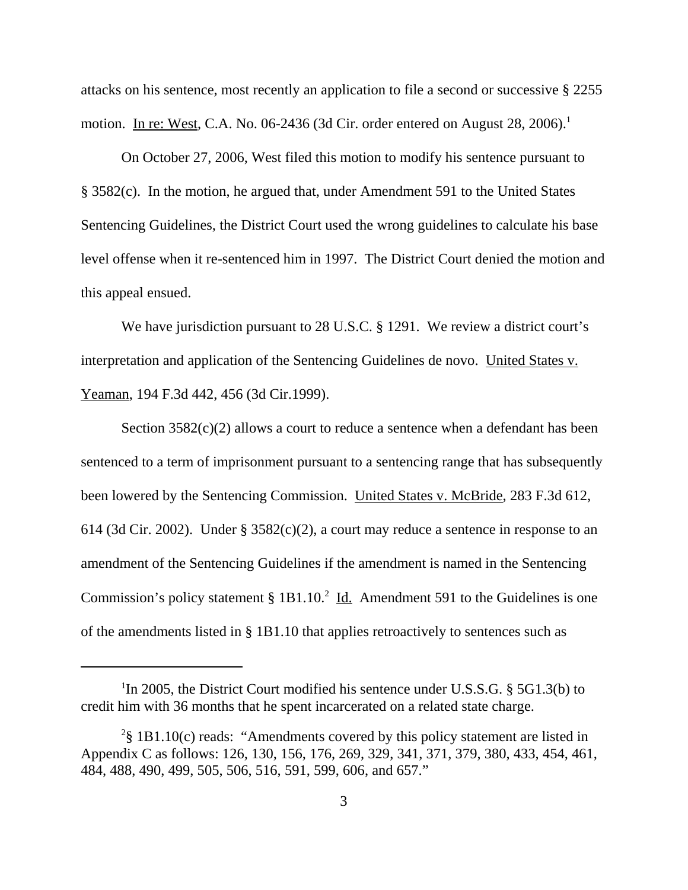attacks on his sentence, most recently an application to file a second or successive § 2255 motion. In re: West, C.A. No. 06-2436 (3d Cir. order entered on August 28, 2006).[1]

On October 27, 2006, West filed this motion to modify his sentence pursuant to § 3582(c). In the motion, he argued that, under Amendment 591 to the United States Sentencing Guidelines, the District Court used the wrong guidelines to calculate his base level offense when it re-sentenced him in 1997. The District Court denied the motion and this appeal ensued.

We have jurisdiction pursuant to 28 U.S.C. § 1291. We review a district court's interpretation and application of the Sentencing Guidelines de novo. United States v. Yeaman, 194 F.3d 442, 456 (3d Cir.1999).

Section 3582(c)(2) allows a court to reduce a sentence when a defendant has been sentenced to a term of imprisonment pursuant to a sentencing range that has subsequently been lowered by the Sentencing Commission. United States v. McBride, 283 F.3d 612, 614 (3d Cir. 2002). Under § 3582(c)(2), a court may reduce a sentence in response to an amendment of the Sentencing Guidelines if the amendment is named in the Sentencing Commission's policy statement § 1B1.10.[2] Id. Amendment 591 to the Guidelines is one of the amendments listed in § 1B1.10 that applies retroactively to sentences such as

---

[1] In 2005, the District Court modified his sentence under U.S.S.G. § 5G1.3(b) to credit him with 36 months that he spent incarcerated on a related state charge.

[2] § 1B1.10(c) reads: "Amendments covered by this policy statement are listed in Appendix C as follows: 126, 130, 156, 176, 269, 329, 341, 371, 379, 380, 433, 454, 461, 484, 488, 490, 499, 505, 506, 516, 591, 599, 606, and 657."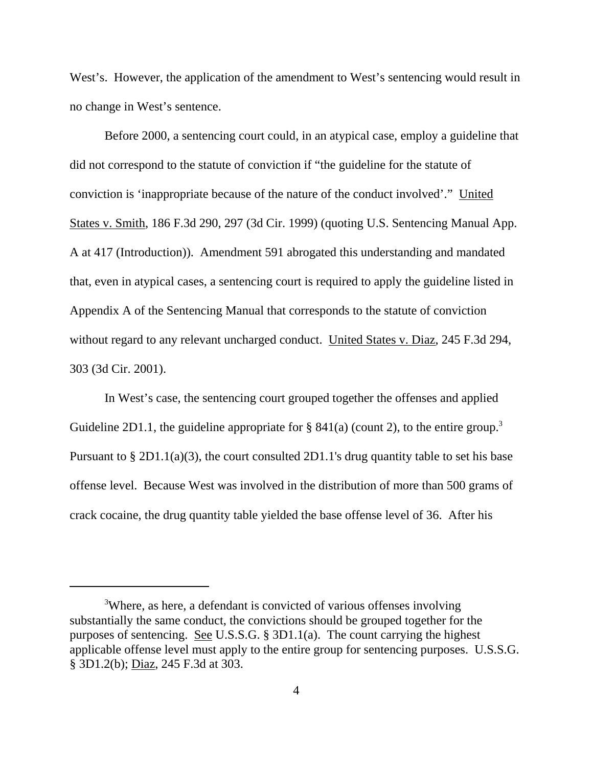West's. However, the application of the amendment to West's sentencing would result in no change in West's sentence.

Before 2000, a sentencing court could, in an atypical case, employ a guideline that did not correspond to the statute of conviction if "the guideline for the statute of conviction is 'inappropriate because of the nature of the conduct involved'." United States v. Smith, 186 F.3d 290, 297 (3d Cir. 1999) (quoting U.S. Sentencing Manual App. A at 417 (Introduction)). Amendment 591 abrogated this understanding and mandated that, even in atypical cases, a sentencing court is required to apply the guideline listed in Appendix A of the Sentencing Manual that corresponds to the statute of conviction without regard to any relevant uncharged conduct. United States v. Diaz, 245 F.3d 294, 303 (3d Cir. 2001).

In West's case, the sentencing court grouped together the offenses and applied Guideline 2D1.1, the guideline appropriate for § 841(a) (count 2), to the entire group.[3] Pursuant to § 2D1.1(a)(3), the court consulted 2D1.1's drug quantity table to set his base offense level. Because West was involved in the distribution of more than 500 grams of crack cocaine, the drug quantity table yielded the base offense level of 36. After his

---

[3] Where, as here, a defendant is convicted of various offenses involving substantially the same conduct, the convictions should be grouped together for the purposes of sentencing. See U.S.S.G. § 3D1.1(a). The count carrying the highest applicable offense level must apply to the entire group for sentencing purposes. U.S.S.G. § 3D1.2(b); Diaz, 245 F.3d at 303.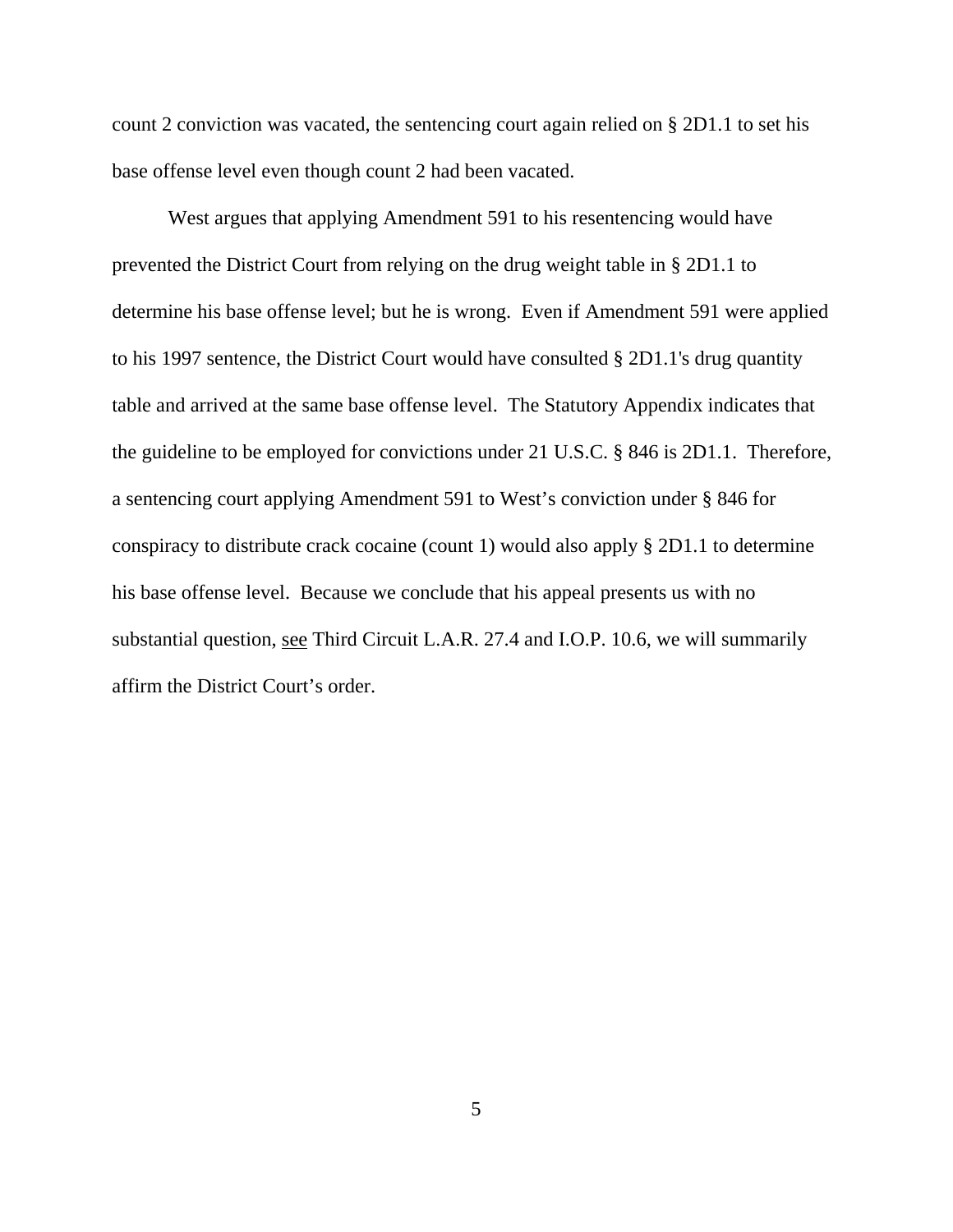count 2 conviction was vacated, the sentencing court again relied on § 2D1.1 to set his base offense level even though count 2 had been vacated.

West argues that applying Amendment 591 to his resentencing would have prevented the District Court from relying on the drug weight table in § 2D1.1 to determine his base offense level; but he is wrong. Even if Amendment 591 were applied to his 1997 sentence, the District Court would have consulted § 2D1.1's drug quantity table and arrived at the same base offense level. The Statutory Appendix indicates that the guideline to be employed for convictions under 21 U.S.C. § 846 is 2D1.1. Therefore, a sentencing court applying Amendment 591 to West's conviction under § 846 for conspiracy to distribute crack cocaine (count 1) would also apply § 2D1.1 to determine his base offense level. Because we conclude that his appeal presents us with no substantial question, see Third Circuit L.A.R. 27.4 and I.O.P. 10.6, we will summarily affirm the District Court's order.